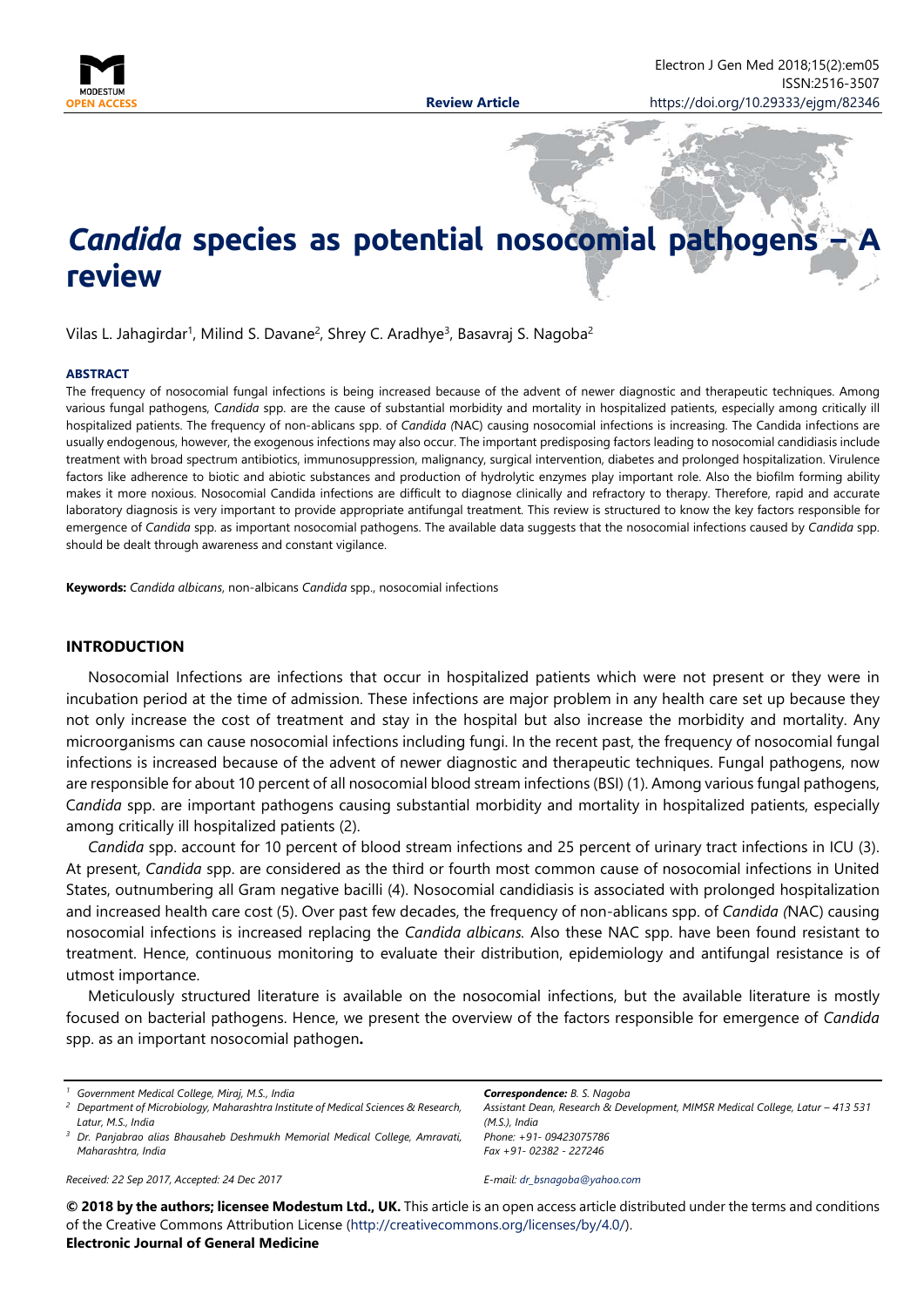Review Article

# *Candida* species as potential nosocomial pathogens – A review

Vilas L. Jahagirdar[1], Milind S. Davane[2], Shrey C. Aradhye[3], Basavraj S. Nagoba[2]

**ABSTRACT**

The frequency of nosocomial fungal infections is being increased because of the advent of newer diagnostic and therapeutic techniques. Among various fungal pathogens, *Candida* spp. are the cause of substantial morbidity and mortality in hospitalized patients, especially among critically ill hospitalized patients. The frequency of non-ablicans spp. of *Candida (*NAC) causing nosocomial infections is increasing. The Candida infections are usually endogenous, however, the exogenous infections may also occur. The important predisposing factors leading to nosocomial candidiasis include treatment with broad spectrum antibiotics, immunosuppression, malignancy, surgical intervention, diabetes and prolonged hospitalization. Virulence factors like adherence to biotic and abiotic substances and production of hydrolytic enzymes play important role. Also the biofilm forming ability makes it more noxious. Nosocomial Candida infections are difficult to diagnose clinically and refractory to therapy. Therefore, rapid and accurate laboratory diagnosis is very important to provide appropriate antifungal treatment. This review is structured to know the key factors responsible for emergence of *Candida* spp. as important nosocomial pathogens. The available data suggests that the nosocomial infections caused by *Candida* spp. should be dealt through awareness and constant vigilance.

**Keywords:** *Candida albicans*, non-albicans *Candida* spp., nosocomial infections

## INTRODUCTION

Nosocomial Infections are infections that occur in hospitalized patients which were not present or they were in incubation period at the time of admission. These infections are major problem in any health care set up because they not only increase the cost of treatment and stay in the hospital but also increase the morbidity and mortality. Any microorganisms can cause nosocomial infections including fungi. In the recent past, the frequency of nosocomial fungal infections is increased because of the advent of newer diagnostic and therapeutic techniques. Fungal pathogens, now are responsible for about 10 percent of all nosocomial blood stream infections (BSI) (1). Among various fungal pathogens, *Candida* spp. are important pathogens causing substantial morbidity and mortality in hospitalized patients, especially among critically ill hospitalized patients (2).

*Candida* spp. account for 10 percent of blood stream infections and 25 percent of urinary tract infections in ICU (3). At present, *Candida* spp. are considered as the third or fourth most common cause of nosocomial infections in United States, outnumbering all Gram negative bacilli (4). Nosocomial candidiasis is associated with prolonged hospitalization and increased health care cost (5). Over past few decades, the frequency of non-ablicans spp. of *Candida (*NAC) causing nosocomial infections is increased replacing the *Candida albicans.* Also these NAC spp. have been found resistant to treatment. Hence, continuous monitoring to evaluate their distribution, epidemiology and antifungal resistance is of utmost importance.

Meticulously structured literature is available on the nosocomial infections, but the available literature is mostly focused on bacterial pathogens. Hence, we present the overview of the factors responsible for emergence of *Candida* spp. as an important nosocomial pathogen**.**

[1] Government Medical College, Miraj, M.S., India

[2] Department of Microbiology, Maharashtra Institute of Medical Sciences & Research, Latur, M.S., India

[3] Dr. Panjabrao alias Bhausaheb Deshmukh Memorial Medical College, Amravati, Maharashtra, India

***Correspondence:*** *B. S. Nagoba*
*Assistant Dean, Research & Development, MIMSR Medical College, Latur – 413 531 (M.S.), India*
*Phone: +91- 09423075786*
*Fax +91- 02382 - 227246*
*E-mail: dr_bsnagoba@yahoo.com*

*Received: 22 Sep 2017, Accepted: 24 Dec 2017*

**© 2018 by the authors; licensee Modestum Ltd., UK.** This article is an open access article distributed under the terms and conditions of the Creative Commons Attribution License (http://creativecommons.org/licenses/by/4.0/).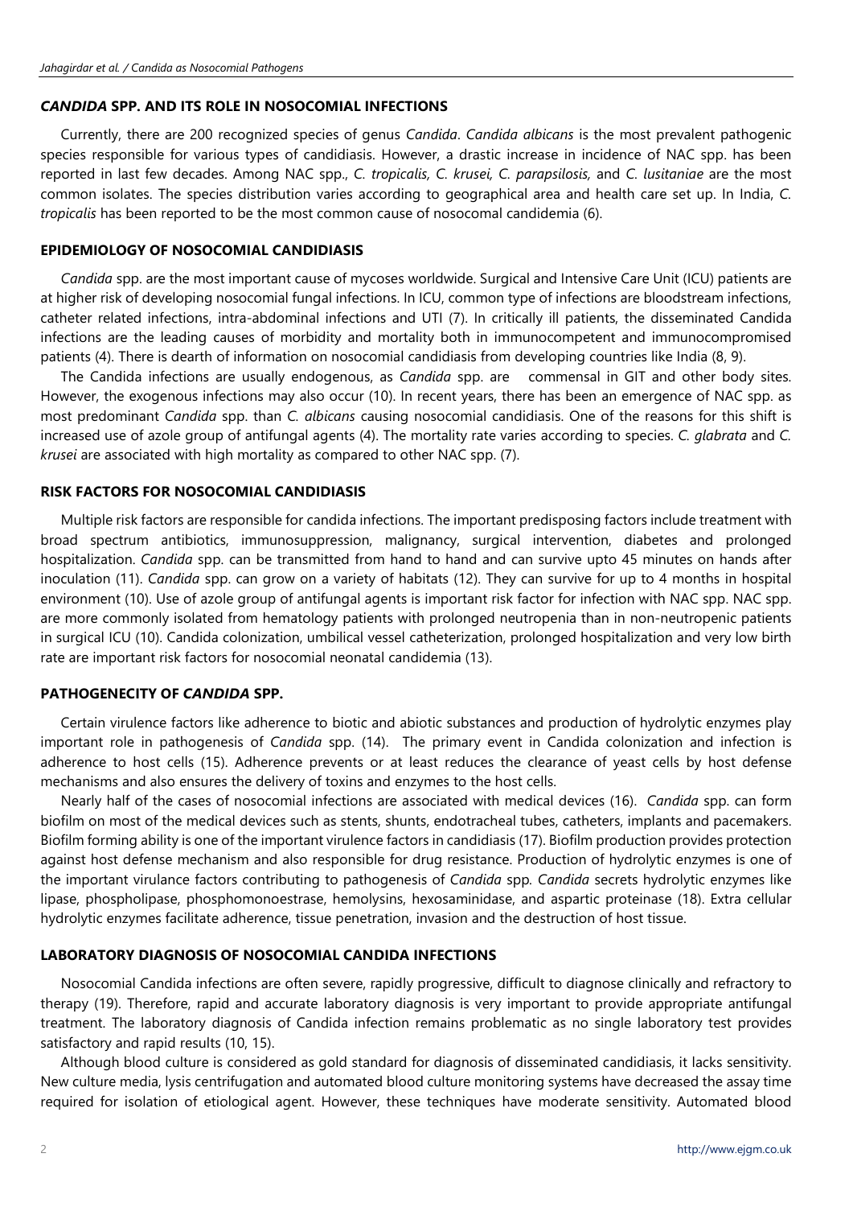## *CANDIDA* SPP. AND ITS ROLE IN NOSOCOMIAL INFECTIONS

Currently, there are 200 recognized species of genus *Candida*. *Candida albicans* is the most prevalent pathogenic species responsible for various types of candidiasis. However, a drastic increase in incidence of NAC spp. has been reported in last few decades. Among NAC spp., *C. tropicalis, C. krusei, C. parapsilosis,* and *C. lusitaniae* are the most common isolates. The species distribution varies according to geographical area and health care set up. In India, *C. tropicalis* has been reported to be the most common cause of nosocomal candidemia (6).

## EPIDEMIOLOGY OF NOSOCOMIAL CANDIDIASIS

*Candida* spp. are the most important cause of mycoses worldwide. Surgical and Intensive Care Unit (ICU) patients are at higher risk of developing nosocomial fungal infections. In ICU, common type of infections are bloodstream infections, catheter related infections, intra-abdominal infections and UTI (7). In critically ill patients, the disseminated Candida infections are the leading causes of morbidity and mortality both in immunocompetent and immunocompromised patients (4). There is dearth of information on nosocomial candidiasis from developing countries like India (8, 9).

The Candida infections are usually endogenous, as *Candida* spp. are commensal in GIT and other body sites. However, the exogenous infections may also occur (10). In recent years, there has been an emergence of NAC spp. as most predominant *Candida* spp. than *C. albicans* causing nosocomial candidiasis. One of the reasons for this shift is increased use of azole group of antifungal agents (4). The mortality rate varies according to species. *C. glabrata* and *C. krusei* are associated with high mortality as compared to other NAC spp. (7).

## RISK FACTORS FOR NOSOCOMIAL CANDIDIASIS

Multiple risk factors are responsible for candida infections. The important predisposing factors include treatment with broad spectrum antibiotics, immunosuppression, malignancy, surgical intervention, diabetes and prolonged hospitalization. *Candida* spp. can be transmitted from hand to hand and can survive upto 45 minutes on hands after inoculation (11). *Candida* spp. can grow on a variety of habitats (12). They can survive for up to 4 months in hospital environment (10). Use of azole group of antifungal agents is important risk factor for infection with NAC spp. NAC spp. are more commonly isolated from hematology patients with prolonged neutropenia than in non-neutropenic patients in surgical ICU (10). Candida colonization, umbilical vessel catheterization, prolonged hospitalization and very low birth rate are important risk factors for nosocomial neonatal candidemia (13).

## PATHOGENECITY OF *CANDIDA* SPP.

Certain virulence factors like adherence to biotic and abiotic substances and production of hydrolytic enzymes play important role in pathogenesis of *Candida* spp. (14). The primary event in Candida colonization and infection is adherence to host cells (15). Adherence prevents or at least reduces the clearance of yeast cells by host defense mechanisms and also ensures the delivery of toxins and enzymes to the host cells.

Nearly half of the cases of nosocomial infections are associated with medical devices (16). *Candida* spp. can form biofilm on most of the medical devices such as stents, shunts, endotracheal tubes, catheters, implants and pacemakers. Biofilm forming ability is one of the important virulence factors in candidiasis (17). Biofilm production provides protection against host defense mechanism and also responsible for drug resistance. Production of hydrolytic enzymes is one of the important virulance factors contributing to pathogenesis of *Candida* spp. *Candida* secrets hydrolytic enzymes like lipase, phospholipase, phosphomonoestrase, hemolysins, hexosaminidase, and aspartic proteinase (18). Extra cellular hydrolytic enzymes facilitate adherence, tissue penetration, invasion and the destruction of host tissue.

## LABORATORY DIAGNOSIS OF NOSOCOMIAL CANDIDA INFECTIONS

Nosocomial Candida infections are often severe, rapidly progressive, difficult to diagnose clinically and refractory to therapy (19). Therefore, rapid and accurate laboratory diagnosis is very important to provide appropriate antifungal treatment. The laboratory diagnosis of Candida infection remains problematic as no single laboratory test provides satisfactory and rapid results (10, 15).

Although blood culture is considered as gold standard for diagnosis of disseminated candidiasis, it lacks sensitivity. New culture media, lysis centrifugation and automated blood culture monitoring systems have decreased the assay time required for isolation of etiological agent. However, these techniques have moderate sensitivity. Automated blood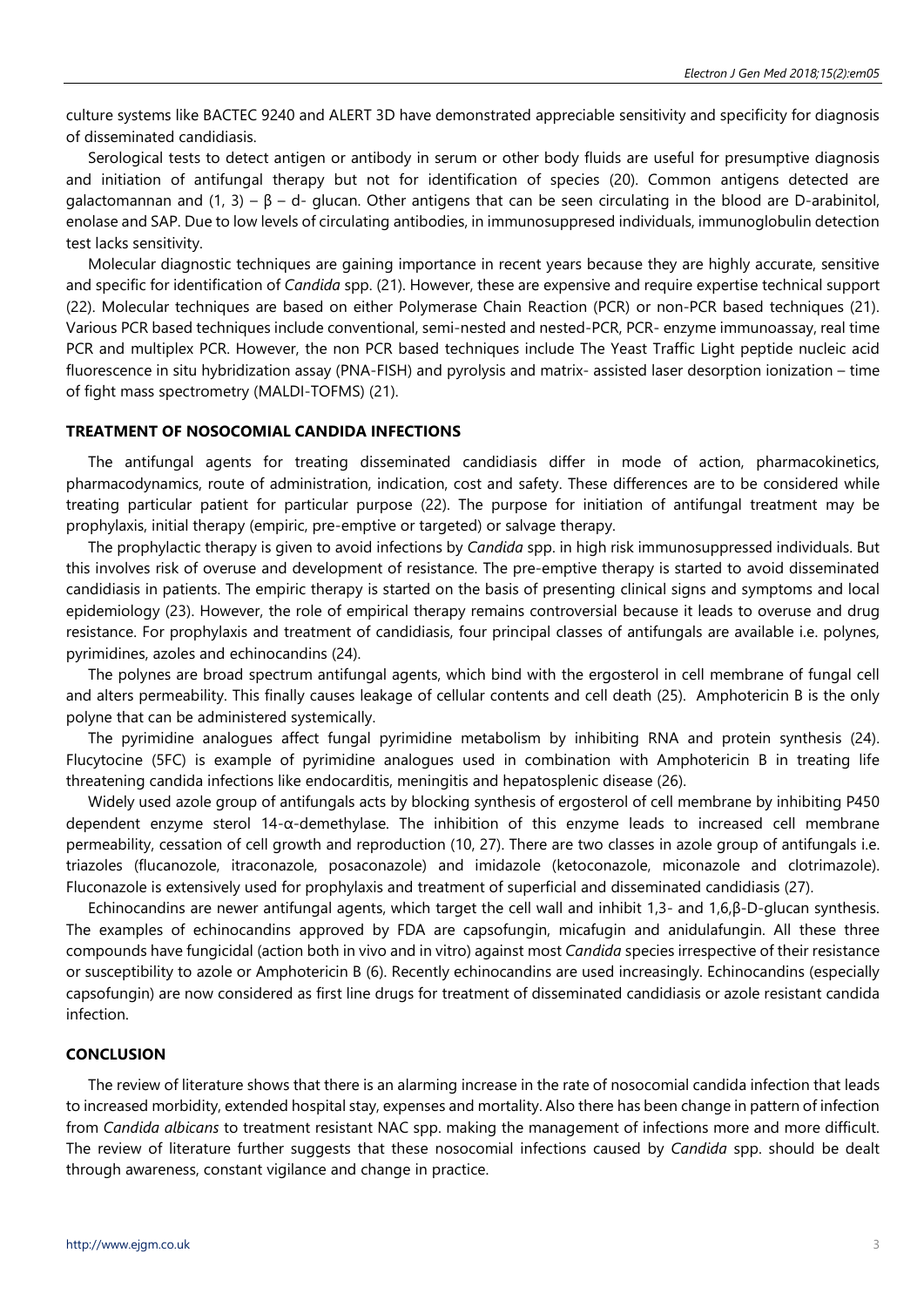culture systems like BACTEC 9240 and ALERT 3D have demonstrated appreciable sensitivity and specificity for diagnosis of disseminated candidiasis.

Serological tests to detect antigen or antibody in serum or other body fluids are useful for presumptive diagnosis and initiation of antifungal therapy but not for identification of species (20). Common antigens detected are galactomannan and (1, 3) – β – d- glucan. Other antigens that can be seen circulating in the blood are D-arabinitol, enolase and SAP. Due to low levels of circulating antibodies, in immunosuppresed individuals, immunoglobulin detection test lacks sensitivity.

Molecular diagnostic techniques are gaining importance in recent years because they are highly accurate, sensitive and specific for identification of *Candida* spp. (21). However, these are expensive and require expertise technical support (22). Molecular techniques are based on either Polymerase Chain Reaction (PCR) or non-PCR based techniques (21). Various PCR based techniques include conventional, semi-nested and nested-PCR, PCR- enzyme immunoassay, real time PCR and multiplex PCR. However, the non PCR based techniques include The Yeast Traffic Light peptide nucleic acid fluorescence in situ hybridization assay (PNA-FISH) and pyrolysis and matrix- assisted laser desorption ionization – time of fight mass spectrometry (MALDI-TOFMS) (21).

## TREATMENT OF NOSOCOMIAL CANDIDA INFECTIONS

The antifungal agents for treating disseminated candidiasis differ in mode of action, pharmacokinetics, pharmacodynamics, route of administration, indication, cost and safety. These differences are to be considered while treating particular patient for particular purpose (22). The purpose for initiation of antifungal treatment may be prophylaxis, initial therapy (empiric, pre-emptive or targeted) or salvage therapy.

The prophylactic therapy is given to avoid infections by *Candida* spp. in high risk immunosuppressed individuals. But this involves risk of overuse and development of resistance. The pre-emptive therapy is started to avoid disseminated candidiasis in patients. The empiric therapy is started on the basis of presenting clinical signs and symptoms and local epidemiology (23). However, the role of empirical therapy remains controversial because it leads to overuse and drug resistance. For prophylaxis and treatment of candidiasis, four principal classes of antifungals are available i.e. polynes, pyrimidines, azoles and echinocandins (24).

The polynes are broad spectrum antifungal agents, which bind with the ergosterol in cell membrane of fungal cell and alters permeability. This finally causes leakage of cellular contents and cell death (25). Amphotericin B is the only polyne that can be administered systemically.

The pyrimidine analogues affect fungal pyrimidine metabolism by inhibiting RNA and protein synthesis (24). Flucytocine (5FC) is example of pyrimidine analogues used in combination with Amphotericin B in treating life threatening candida infections like endocarditis, meningitis and hepatosplenic disease (26).

Widely used azole group of antifungals acts by blocking synthesis of ergosterol of cell membrane by inhibiting P450 dependent enzyme sterol 14-α-demethylase. The inhibition of this enzyme leads to increased cell membrane permeability, cessation of cell growth and reproduction (10, 27). There are two classes in azole group of antifungals i.e. triazoles (flucanozole, itraconazole, posaconazole) and imidazole (ketoconazole, miconazole and clotrimazole). Fluconazole is extensively used for prophylaxis and treatment of superficial and disseminated candidiasis (27).

Echinocandins are newer antifungal agents, which target the cell wall and inhibit 1,3- and 1,6,β-D-glucan synthesis. The examples of echinocandins approved by FDA are capsofungin, micafugin and anidulafungin. All these three compounds have fungicidal (action both in vivo and in vitro) against most *Candida* species irrespective of their resistance or susceptibility to azole or Amphotericin B (6). Recently echinocandins are used increasingly. Echinocandins (especially capsofungin) are now considered as first line drugs for treatment of disseminated candidiasis or azole resistant candida infection.

## CONCLUSION

The review of literature shows that there is an alarming increase in the rate of nosocomial candida infection that leads to increased morbidity, extended hospital stay, expenses and mortality. Also there has been change in pattern of infection from *Candida albicans* to treatment resistant NAC spp. making the management of infections more and more difficult. The review of literature further suggests that these nosocomial infections caused by *Candida* spp. should be dealt through awareness, constant vigilance and change in practice.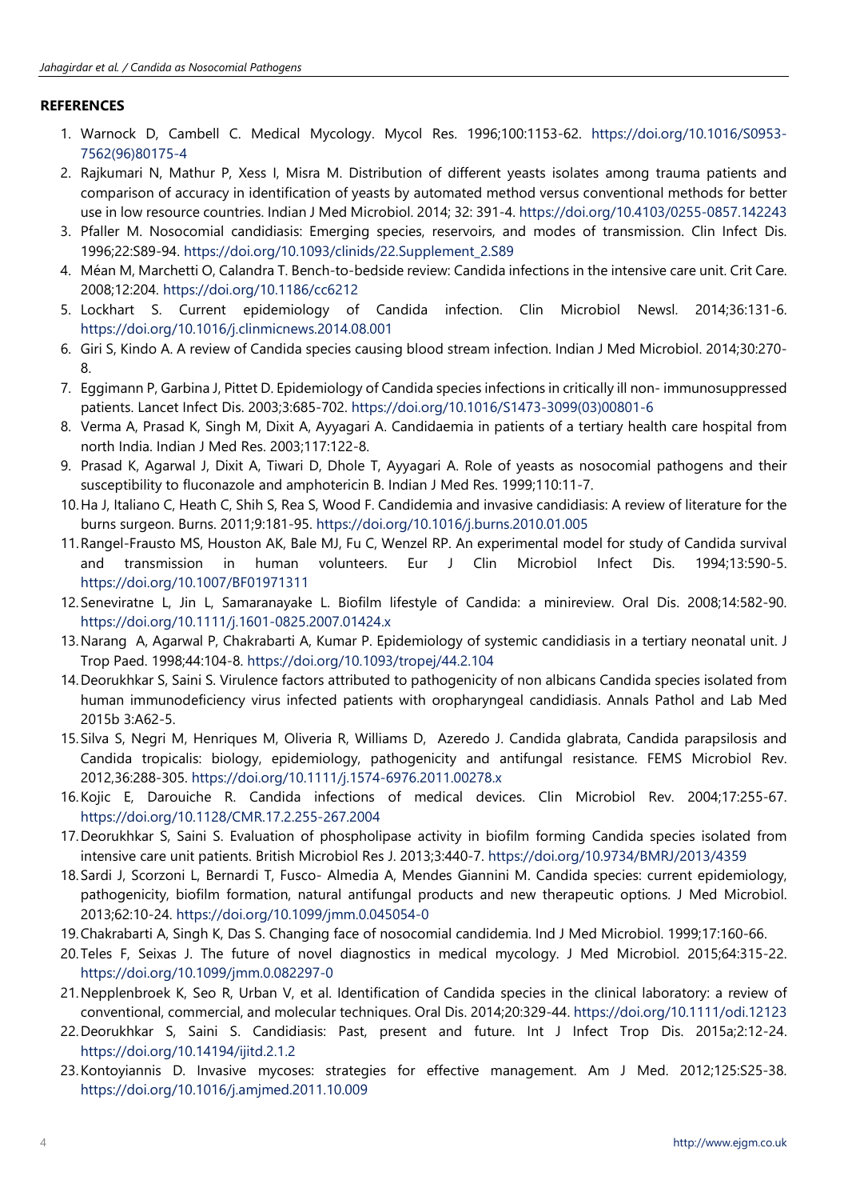**REFERENCES**

1. Warnock D, Cambell C. Medical Mycology. Mycol Res. 1996;100:1153-62. https://doi.org/10.1016/S0953-7562(96)80175-4
2. Rajkumari N, Mathur P, Xess I, Misra M. Distribution of different yeasts isolates among trauma patients and comparison of accuracy in identification of yeasts by automated method versus conventional methods for better use in low resource countries. Indian J Med Microbiol. 2014; 32: 391-4. https://doi.org/10.4103/0255-0857.142243
3. Pfaller M. Nosocomial candidiasis: Emerging species, reservoirs, and modes of transmission. Clin Infect Dis. 1996;22:S89-94. https://doi.org/10.1093/clinids/22.Supplement_2.S89
4. Méan M, Marchetti O, Calandra T. Bench-to-bedside review: Candida infections in the intensive care unit. Crit Care. 2008;12:204. https://doi.org/10.1186/cc6212
5. Lockhart S. Current epidemiology of Candida infection. Clin Microbiol Newsl. 2014;36:131-6. https://doi.org/10.1016/j.clinmicnews.2014.08.001
6. Giri S, Kindo A. A review of Candida species causing blood stream infection. Indian J Med Microbiol. 2014;30:270-8.
7. Eggimann P, Garbina J, Pittet D. Epidemiology of Candida species infections in critically ill non- immunosuppressed patients. Lancet Infect Dis. 2003;3:685-702. https://doi.org/10.1016/S1473-3099(03)00801-6
8. Verma A, Prasad K, Singh M, Dixit A, Ayyagari A. Candidaemia in patients of a tertiary health care hospital from north India. Indian J Med Res. 2003;117:122-8.
9. Prasad K, Agarwal J, Dixit A, Tiwari D, Dhole T, Ayyagari A. Role of yeasts as nosocomial pathogens and their susceptibility to fluconazole and amphotericin B. Indian J Med Res. 1999;110:11-7.
10. Ha J, Italiano C, Heath C, Shih S, Rea S, Wood F. Candidemia and invasive candidiasis: A review of literature for the burns surgeon. Burns. 2011;9:181-95. https://doi.org/10.1016/j.burns.2010.01.005
11. Rangel-Frausto MS, Houston AK, Bale MJ, Fu C, Wenzel RP. An experimental model for study of Candida survival and transmission in human volunteers. Eur J Clin Microbiol Infect Dis. 1994;13:590-5. https://doi.org/10.1007/BF01971311
12. Seneviratne L, Jin L, Samaranayake L. Biofilm lifestyle of Candida: a minireview. Oral Dis. 2008;14:582-90. https://doi.org/10.1111/j.1601-0825.2007.01424.x
13. Narang A, Agarwal P, Chakrabarti A, Kumar P. Epidemiology of systemic candidiasis in a tertiary neonatal unit. J Trop Paed. 1998;44:104-8. https://doi.org/10.1093/tropej/44.2.104
14. Deorukhkar S, Saini S. Virulence factors attributed to pathogenicity of non albicans Candida species isolated from human immunodeficiency virus infected patients with oropharyngeal candidiasis. Annals Pathol and Lab Med 2015b 3:A62-5.
15. Silva S, Negri M, Henriques M, Oliveria R, Williams D, Azeredo J. Candida glabrata, Candida parapsilosis and Candida tropicalis: biology, epidemiology, pathogenicity and antifungal resistance. FEMS Microbiol Rev. 2012,36:288-305. https://doi.org/10.1111/j.1574-6976.2011.00278.x
16. Kojic E, Darouiche R. Candida infections of medical devices. Clin Microbiol Rev. 2004;17:255-67. https://doi.org/10.1128/CMR.17.2.255-267.2004
17. Deorukhkar S, Saini S. Evaluation of phospholipase activity in biofilm forming Candida species isolated from intensive care unit patients. British Microbiol Res J. 2013;3:440-7. https://doi.org/10.9734/BMRJ/2013/4359
18. Sardi J, Scorzoni L, Bernardi T, Fusco- Almedia A, Mendes Giannini M. Candida species: current epidemiology, pathogenicity, biofilm formation, natural antifungal products and new therapeutic options. J Med Microbiol. 2013;62:10-24. https://doi.org/10.1099/jmm.0.045054-0
19. Chakrabarti A, Singh K, Das S. Changing face of nosocomial candidemia. Ind J Med Microbiol. 1999;17:160-66.
20. Teles F, Seixas J. The future of novel diagnostics in medical mycology. J Med Microbiol. 2015;64:315-22. https://doi.org/10.1099/jmm.0.082297-0
21. Nepplenbroek K, Seo R, Urban V, et al. Identification of Candida species in the clinical laboratory: a review of conventional, commercial, and molecular techniques. Oral Dis. 2014;20:329-44. https://doi.org/10.1111/odi.12123
22. Deorukhkar S, Saini S. Candidiasis: Past, present and future. Int J Infect Trop Dis. 2015a;2:12-24. https://doi.org/10.14194/ijitd.2.1.2
23. Kontoyiannis D. Invasive mycoses: strategies for effective management. Am J Med. 2012;125:S25-38. https://doi.org/10.1016/j.amjmed.2011.10.009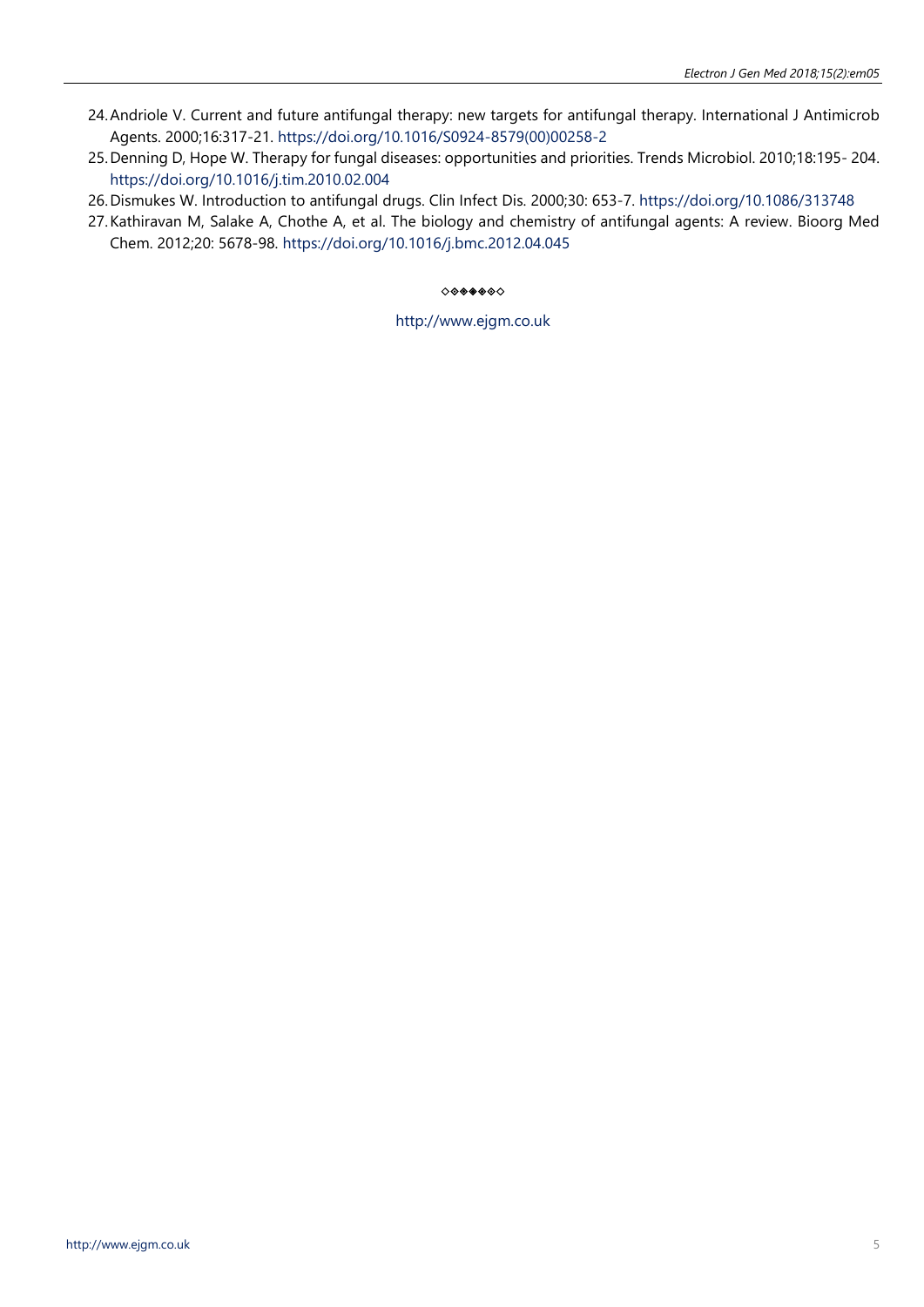24. Andriole V. Current and future antifungal therapy: new targets for antifungal therapy. International J Antimicrob Agents. 2000;16:317-21. https://doi.org/10.1016/S0924-8579(00)00258-2
25. Denning D, Hope W. Therapy for fungal diseases: opportunities and priorities. Trends Microbiol. 2010;18:195- 204. https://doi.org/10.1016/j.tim.2010.02.004
26. Dismukes W. Introduction to antifungal drugs. Clin Infect Dis. 2000;30: 653-7. https://doi.org/10.1086/313748
27. Kathiravan M, Salake A, Chothe A, et al. The biology and chemistry of antifungal agents: A review. Bioorg Med Chem. 2012;20: 5678-98. https://doi.org/10.1016/j.bmc.2012.04.045

◇◈◈◈◈◈◇

http://www.ejgm.co.uk